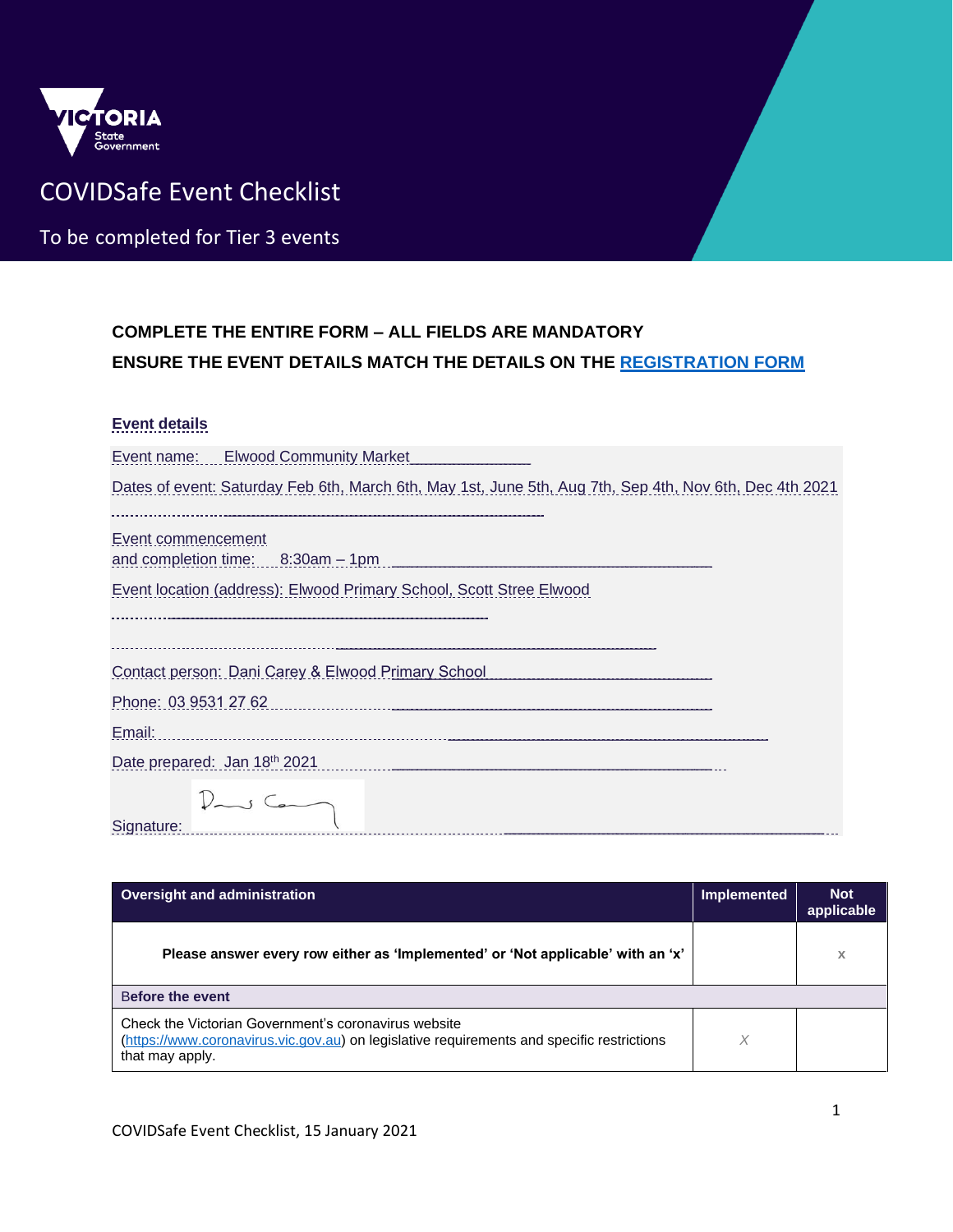VICTORIA State Government

# COVIDSafe Event Checklist

To be completed for Tier 3 events

**COMPLETE THE ENTIRE FORM – ALL FIELDS ARE MANDATORY**

**ENSURE THE EVENT DETAILS MATCH THE DETAILS ON THE [REGISTRATION FORM]()**

## Event details

Event name: Elwood Community Market

Dates of event: Saturday Feb 6th, March 6th, May 1st, June 5th, Aug 7th, Sep 4th, Nov 6th, Dec 4th 2021

Event commencement and completion time: 8:30am – 1pm

Event location (address): Elwood Primary School, Scott Stree Elwood

Contact person: Dani Carey & Elwood Primary School

Phone: 03 9531 27 62

Email:

Date prepared: Jan 18th 2021

Signature:

| Oversight and administration | Implemented | Not applicable |
|---|---|---|
| **Please answer every row either as 'Implemented' or 'Not applicable' with an 'x'** | | x |
| **Before the event** | | |
| Check the Victorian Government's coronavirus website ([https://www.coronavirus.vic.gov.au](https://www.coronavirus.vic.gov.au)) on legislative requirements and specific restrictions that may apply. | *X* | |

COVIDSafe Event Checklist, 15 January 2021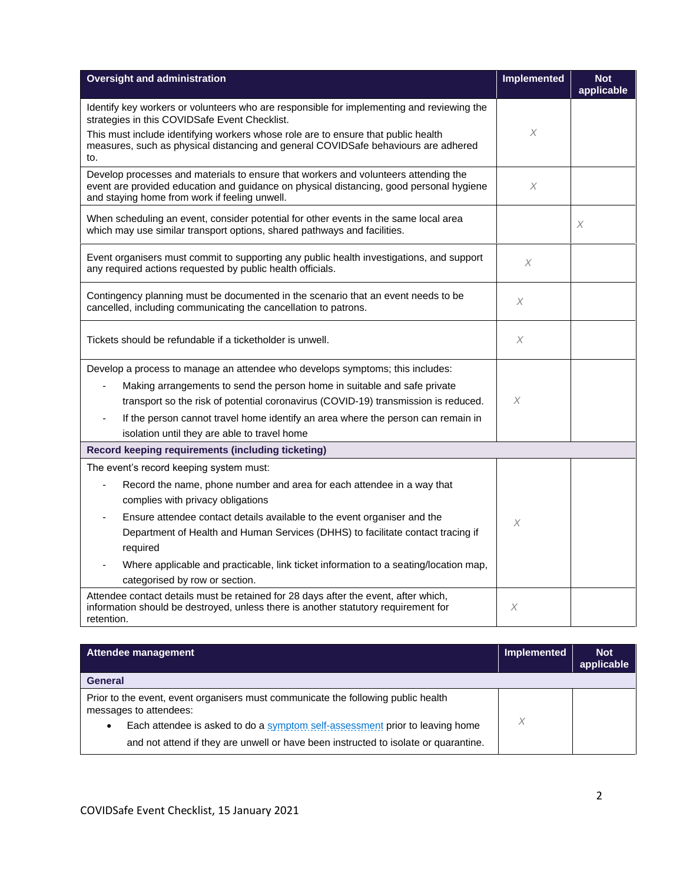| Oversight and administration | Implemented | Not applicable |
|---|---|---|
| Identify key workers or volunteers who are responsible for implementing and reviewing the strategies in this COVIDSafe Event Checklist.<br>This must include identifying workers whose role are to ensure that public health measures, such as physical distancing and general COVIDSafe behaviours are adhered to. | X | |
| Develop processes and materials to ensure that workers and volunteers attending the event are provided education and guidance on physical distancing, good personal hygiene and staying home from work if feeling unwell. | X | |
| When scheduling an event, consider potential for other events in the same local area which may use similar transport options, shared pathways and facilities. | | X |
| Event organisers must commit to supporting any public health investigations, and support any required actions requested by public health officials. | X | |
| Contingency planning must be documented in the scenario that an event needs to be cancelled, including communicating the cancellation to patrons. | X | |
| Tickets should be refundable if a ticketholder is unwell. | X | |
| Develop a process to manage an attendee who develops symptoms; this includes:<br>- Making arrangements to send the person home in suitable and safe private transport so the risk of potential coronavirus (COVID-19) transmission is reduced.<br>- If the person cannot travel home identify an area where the person can remain in isolation until they are able to travel home | X | |
| **Record keeping requirements (including ticketing)** | | |
| The event's record keeping system must:<br>- Record the name, phone number and area for each attendee in a way that complies with privacy obligations<br>- Ensure attendee contact details available to the event organiser and the Department of Health and Human Services (DHHS) to facilitate contact tracing if required<br>- Where applicable and practicable, link ticket information to a seating/location map, categorised by row or section. | X | |
| Attendee contact details must be retained for 28 days after the event, after which, information should be destroyed, unless there is another statutory requirement for retention. | X | |

| Attendee management | Implemented | Not applicable |
|---|---|---|
| **General** | | |
| Prior to the event, event organisers must communicate the following public health messages to attendees:<br>• Each attendee is asked to do a symptom self-assessment prior to leaving home and not attend if they are unwell or have been instructed to isolate or quarantine. | X | |

COVIDSafe Event Checklist, 15 January 2021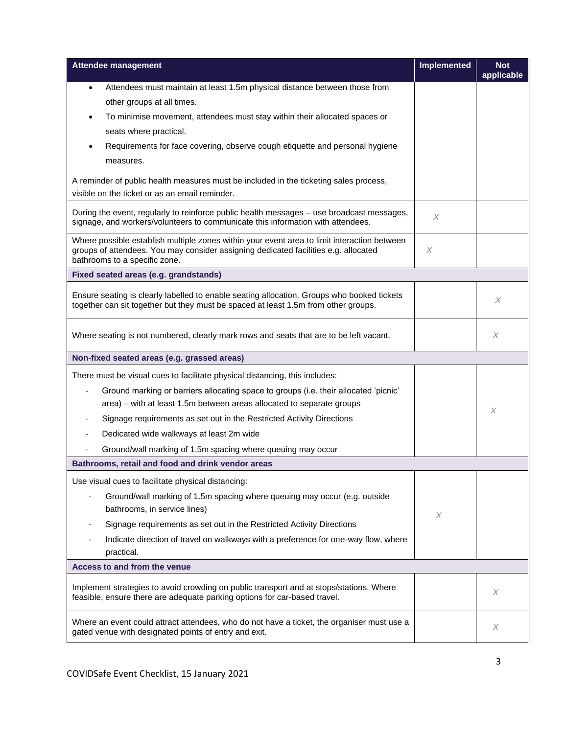| Attendee management | Implemented | Not applicable |
|---|---|---|
| • Attendees must maintain at least 1.5m physical distance between those from other groups at all times.<br>• To minimise movement, attendees must stay within their allocated spaces or seats where practical.<br>• Requirements for face covering, observe cough etiquette and personal hygiene measures.<br><br>A reminder of public health measures must be included in the ticketing sales process, visible on the ticket or as an email reminder. | | |
| During the event, regularly to reinforce public health messages – use broadcast messages, signage, and workers/volunteers to communicate this information with attendees. | X | |
| Where possible establish multiple zones within your event area to limit interaction between groups of attendees. You may consider assigning dedicated facilities e.g. allocated bathrooms to a specific zone. | X | |
| **Fixed seated areas (e.g. grandstands)** | | |
| Ensure seating is clearly labelled to enable seating allocation. Groups who booked tickets together can sit together but they must be spaced at least 1.5m from other groups. | | X |
| Where seating is not numbered, clearly mark rows and seats that are to be left vacant. | | X |
| **Non-fixed seated areas (e.g. grassed areas)** | | |
| There must be visual cues to facilitate physical distancing, this includes:<br>- Ground marking or barriers allocating space to groups (i.e. their allocated 'picnic' area) – with at least 1.5m between areas allocated to separate groups<br>- Signage requirements as set out in the Restricted Activity Directions<br>- Dedicated wide walkways at least 2m wide<br>- Ground/wall marking of 1.5m spacing where queuing may occur | | X |
| **Bathrooms, retail and food and drink vendor areas** | | |
| Use visual cues to facilitate physical distancing:<br>- Ground/wall marking of 1.5m spacing where queuing may occur (e.g. outside bathrooms, in service lines)<br>- Signage requirements as set out in the Restricted Activity Directions<br>- Indicate direction of travel on walkways with a preference for one-way flow, where practical. | X | |
| **Access to and from the venue** | | |
| Implement strategies to avoid crowding on public transport and at stops/stations. Where feasible, ensure there are adequate parking options for car-based travel. | | X |
| Where an event could attract attendees, who do not have a ticket, the organiser must use a gated venue with designated points of entry and exit. | | X |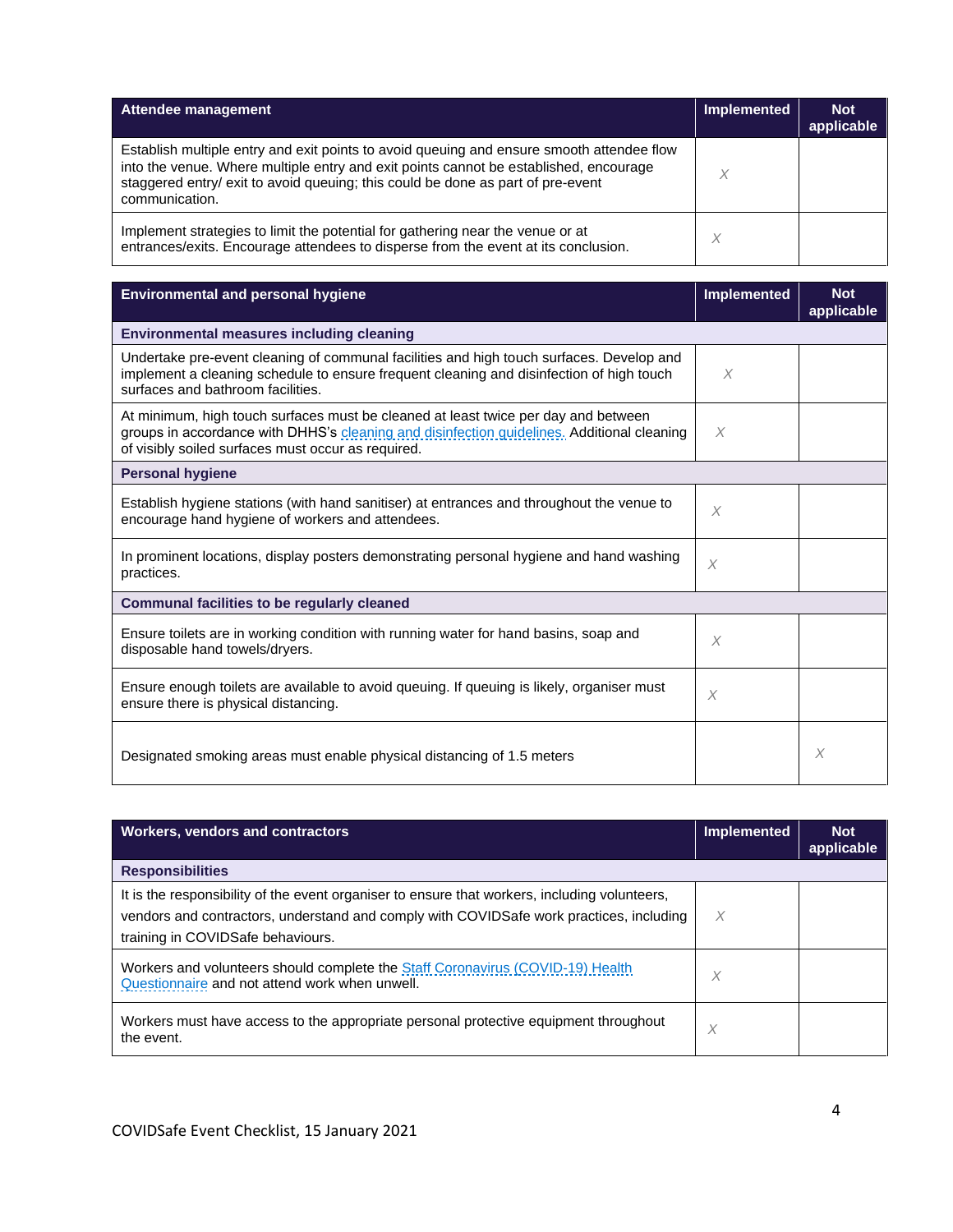| Attendee management | Implemented | Not applicable |
| --- | --- | --- |
| Establish multiple entry and exit points to avoid queuing and ensure smooth attendee flow into the venue. Where multiple entry and exit points cannot be established, encourage staggered entry/ exit to avoid queuing; this could be done as part of pre-event communication. | X | |
| Implement strategies to limit the potential for gathering near the venue or at entrances/exits. Encourage attendees to disperse from the event at its conclusion. | X | |

| Environmental and personal hygiene | Implemented | Not applicable |
| --- | --- | --- |
| **Environmental measures including cleaning** | | |
| Undertake pre-event cleaning of communal facilities and high touch surfaces. Develop and implement a cleaning schedule to ensure frequent cleaning and disinfection of high touch surfaces and bathroom facilities. | X | |
| At minimum, high touch surfaces must be cleaned at least twice per day and between groups in accordance with DHHS's cleaning and disinfection guidelines. Additional cleaning of visibly soiled surfaces must occur as required. | X | |
| **Personal hygiene** | | |
| Establish hygiene stations (with hand sanitiser) at entrances and throughout the venue to encourage hand hygiene of workers and attendees. | X | |
| In prominent locations, display posters demonstrating personal hygiene and hand washing practices. | X | |
| **Communal facilities to be regularly cleaned** | | |
| Ensure toilets are in working condition with running water for hand basins, soap and disposable hand towels/dryers. | X | |
| Ensure enough toilets are available to avoid queuing. If queuing is likely, organiser must ensure there is physical distancing. | X | |
| Designated smoking areas must enable physical distancing of 1.5 meters | | X |

| Workers, vendors and contractors | Implemented | Not applicable |
| --- | --- | --- |
| **Responsibilities** | | |
| It is the responsibility of the event organiser to ensure that workers, including volunteers, vendors and contractors, understand and comply with COVIDSafe work practices, including training in COVIDSafe behaviours. | X | |
| Workers and volunteers should complete the Staff Coronavirus (COVID-19) Health Questionnaire and not attend work when unwell. | X | |
| Workers must have access to the appropriate personal protective equipment throughout the event. | X | |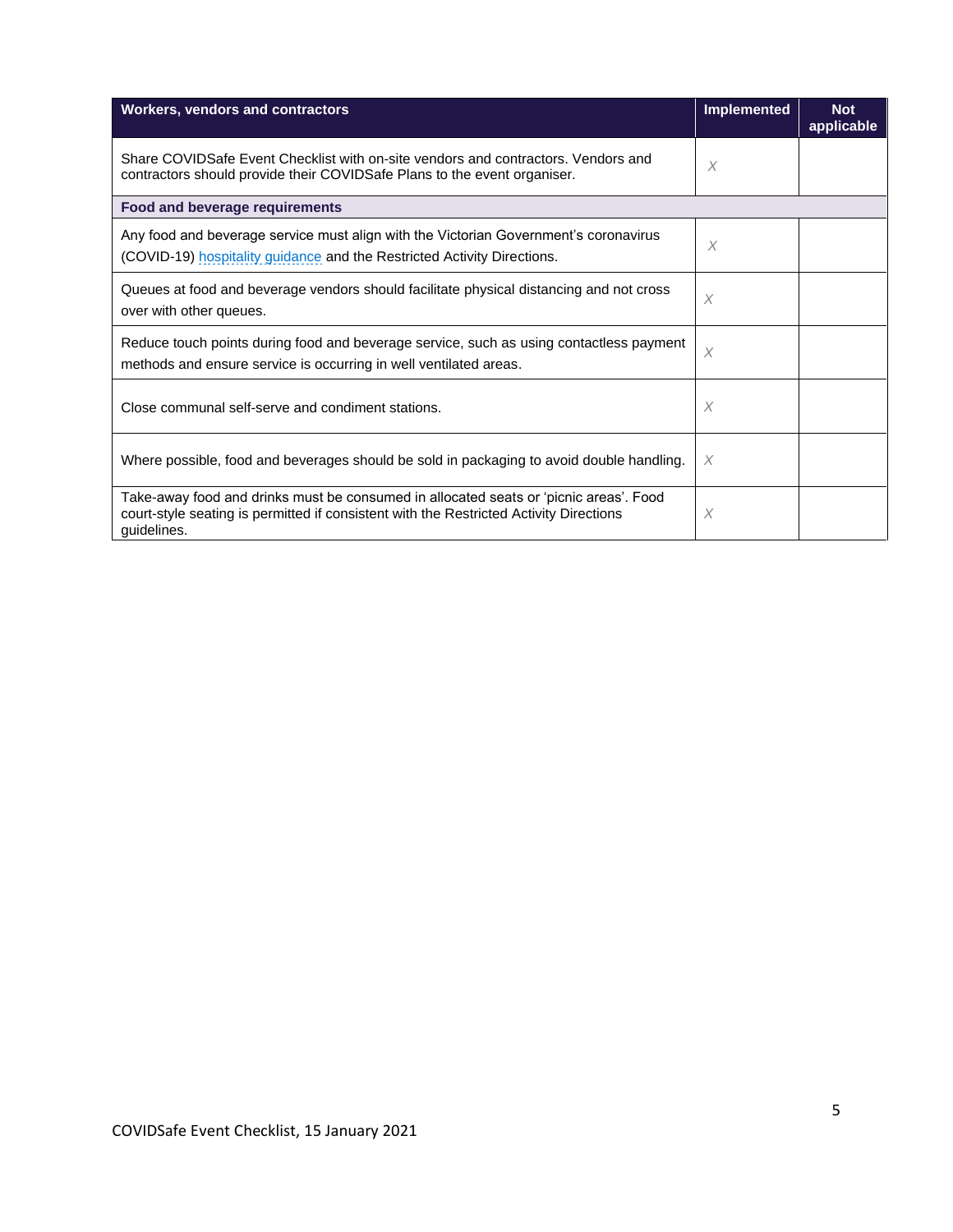| Workers, vendors and contractors | Implemented | Not applicable |
|---|---|---|
| Share COVIDSafe Event Checklist with on-site vendors and contractors. Vendors and contractors should provide their COVIDSafe Plans to the event organiser. | X | |
| **Food and beverage requirements** | | |
| Any food and beverage service must align with the Victorian Government's coronavirus (COVID-19) hospitality guidance and the Restricted Activity Directions. | X | |
| Queues at food and beverage vendors should facilitate physical distancing and not cross over with other queues. | X | |
| Reduce touch points during food and beverage service, such as using contactless payment methods and ensure service is occurring in well ventilated areas. | X | |
| Close communal self-serve and condiment stations. | X | |
| Where possible, food and beverages should be sold in packaging to avoid double handling. | X | |
| Take-away food and drinks must be consumed in allocated seats or 'picnic areas'. Food court-style seating is permitted if consistent with the Restricted Activity Directions guidelines. | X | |